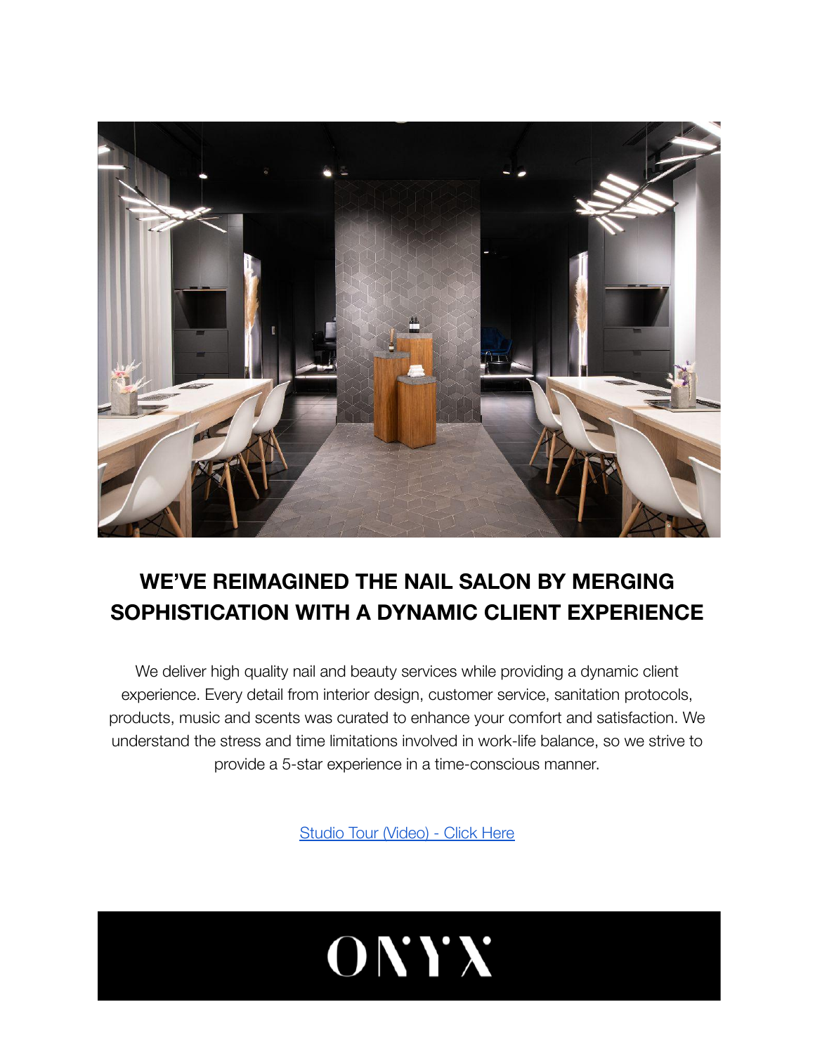# WE'VE REIMAGINED THE NAIL SALON BY MERGING SOPHISTICATION WITH A DYNAMIC CLIENT EXPERIENCE

We deliver high quality nail and beauty services while providing a dynamic client experience. Every detail from interior design, customer service, sanitation protocols, products, music and scents was curated to enhance your comfort and satisfaction. We understand the stress and time limitations involved in work-life balance, so we strive to provide a 5-star experience in a time-conscious manner.

[Studio Tour (Video) - Click Here]

ONYX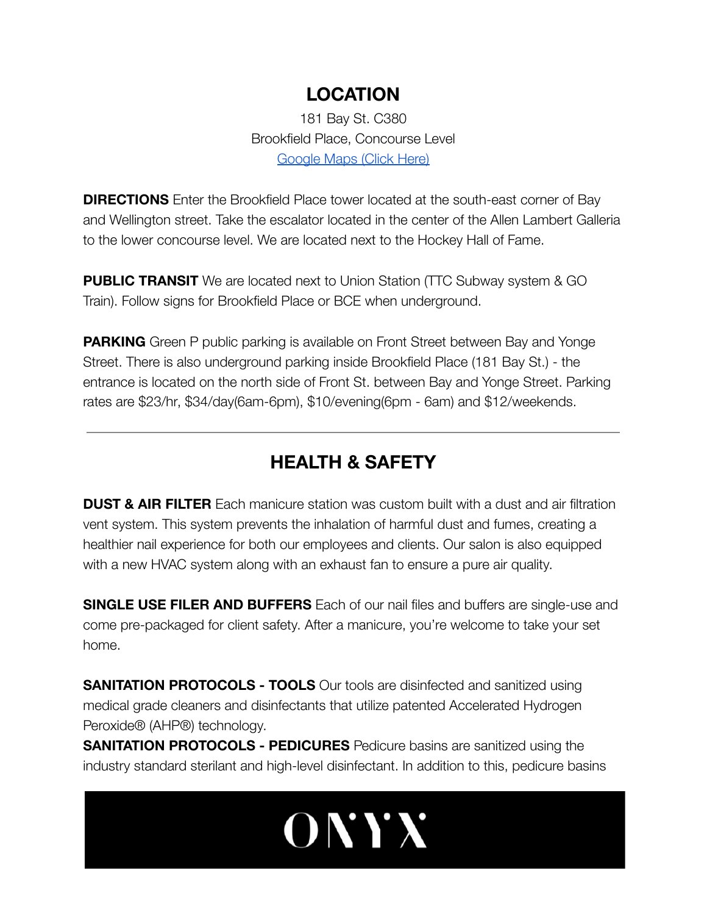## LOCATION

181 Bay St. C380
Brookfield Place, Concourse Level
[Google Maps (Click Here)]

**DIRECTIONS** Enter the Brookfield Place tower located at the south-east corner of Bay and Wellington street. Take the escalator located in the center of the Allen Lambert Galleria to the lower concourse level. We are located next to the Hockey Hall of Fame.

**PUBLIC TRANSIT** We are located next to Union Station (TTC Subway system & GO Train). Follow signs for Brookfield Place or BCE when underground.

**PARKING** Green P public parking is available on Front Street between Bay and Yonge Street. There is also underground parking inside Brookfield Place (181 Bay St.) - the entrance is located on the north side of Front St. between Bay and Yonge Street. Parking rates are $23/hr, $34/day(6am-6pm), $10/evening(6pm - 6am) and $12/weekends.

---

## HEALTH & SAFETY

**DUST & AIR FILTER** Each manicure station was custom built with a dust and air filtration vent system. This system prevents the inhalation of harmful dust and fumes, creating a healthier nail experience for both our employees and clients. Our salon is also equipped with a new HVAC system along with an exhaust fan to ensure a pure air quality.

**SINGLE USE FILER AND BUFFERS** Each of our nail files and buffers are single-use and come pre-packaged for client safety. After a manicure, you're welcome to take your set home.

**SANITATION PROTOCOLS - TOOLS** Our tools are disinfected and sanitized using medical grade cleaners and disinfectants that utilize patented Accelerated Hydrogen Peroxide® (AHP®) technology.

**SANITATION PROTOCOLS - PEDICURES** Pedicure basins are sanitized using the industry standard sterilant and high-level disinfectant. In addition to this, pedicure basins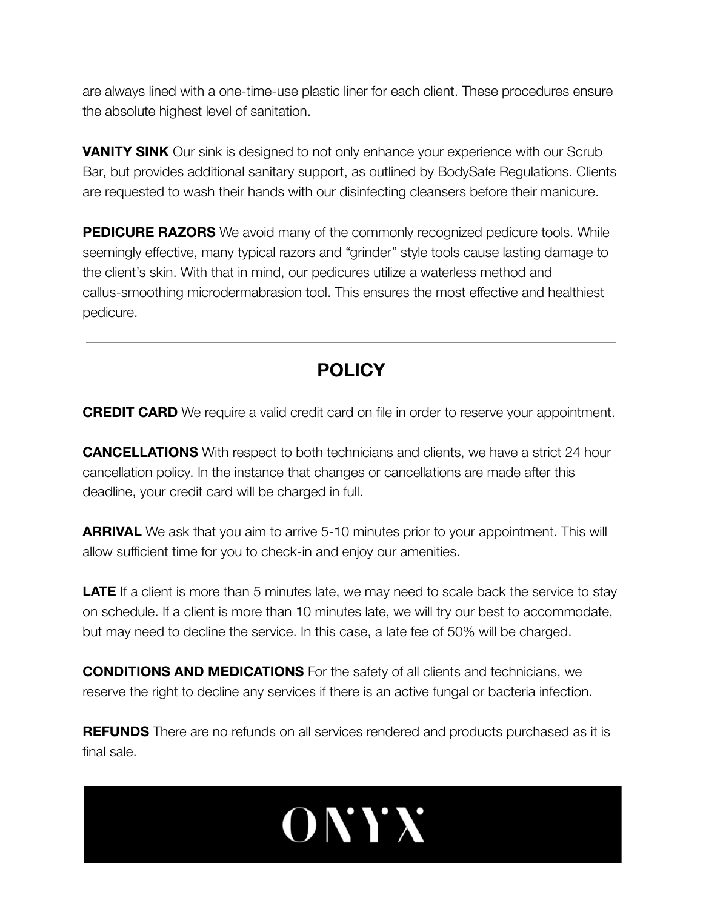are always lined with a one-time-use plastic liner for each client. These procedures ensure the absolute highest level of sanitation.

**VANITY SINK** Our sink is designed to not only enhance your experience with our Scrub Bar, but provides additional sanitary support, as outlined by BodySafe Regulations. Clients are requested to wash their hands with our disinfecting cleansers before their manicure.

**PEDICURE RAZORS** We avoid many of the commonly recognized pedicure tools. While seemingly effective, many typical razors and "grinder" style tools cause lasting damage to the client's skin. With that in mind, our pedicures utilize a waterless method and callus-smoothing microdermabrasion tool. This ensures the most effective and healthiest pedicure.

---

## POLICY

**CREDIT CARD** We require a valid credit card on file in order to reserve your appointment.

**CANCELLATIONS** With respect to both technicians and clients, we have a strict 24 hour cancellation policy. In the instance that changes or cancellations are made after this deadline, your credit card will be charged in full.

**ARRIVAL** We ask that you aim to arrive 5-10 minutes prior to your appointment. This will allow sufficient time for you to check-in and enjoy our amenities.

**LATE** If a client is more than 5 minutes late, we may need to scale back the service to stay on schedule. If a client is more than 10 minutes late, we will try our best to accommodate, but may need to decline the service. In this case, a late fee of 50% will be charged.

**CONDITIONS AND MEDICATIONS** For the safety of all clients and technicians, we reserve the right to decline any services if there is an active fungal or bacteria infection.

**REFUNDS** There are no refunds on all services rendered and products purchased as it is final sale.

ONYX